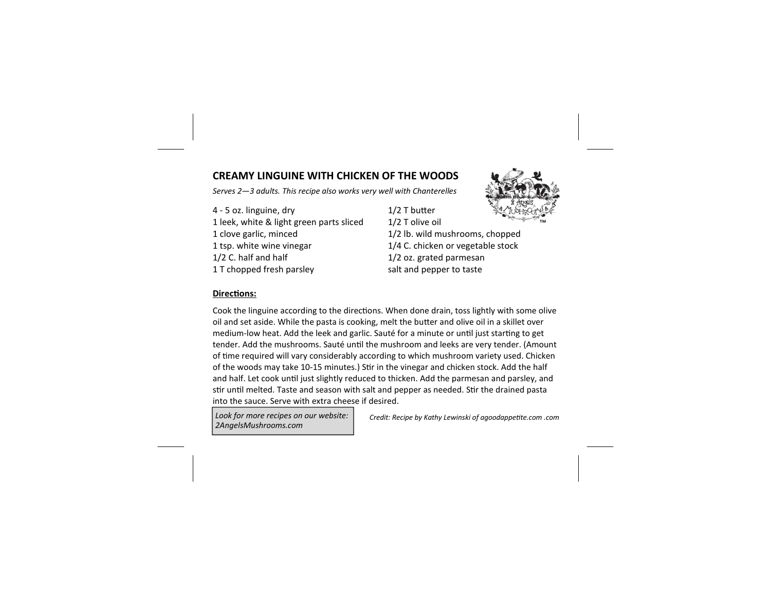## CREAMY LINGUINE WITH CHICKEN OF THE WOODS

*Serves 2—3 adults. This recipe also works very well with Chanterelles*

- 4 - 5 oz. linguine, dry
- 1 leek, white & light green parts sliced
- 1 clove garlic, minced
- 1 tsp. white wine vinegar
- 1/2 C. half and half
- 1 T chopped fresh parsley
- 1/2 T butter
- 1/2 T olive oil
- 1/2 lb. wild mushrooms, chopped
- 1/4 C. chicken or vegetable stock
- 1/2 oz. grated parmesan
- salt and pepper to taste

**Directions:**

Cook the linguine according to the directions. When done drain, toss lightly with some olive oil and set aside. While the pasta is cooking, melt the butter and olive oil in a skillet over medium-low heat. Add the leek and garlic. Sauté for a minute or until just starting to get tender. Add the mushrooms. Sauté until the mushroom and leeks are very tender. (Amount of time required will vary considerably according to which mushroom variety used. Chicken of the woods may take 10-15 minutes.) Stir in the vinegar and chicken stock. Add the half and half. Let cook until just slightly reduced to thicken. Add the parmesan and parsley, and stir until melted. Taste and season with salt and pepper as needed. Stir the drained pasta into the sauce. Serve with extra cheese if desired.

*Look for more recipes on our website: 2AngelsMushrooms.com*

*Credit: Recipe by Kathy Lewinski of agoodappetite.com .com*